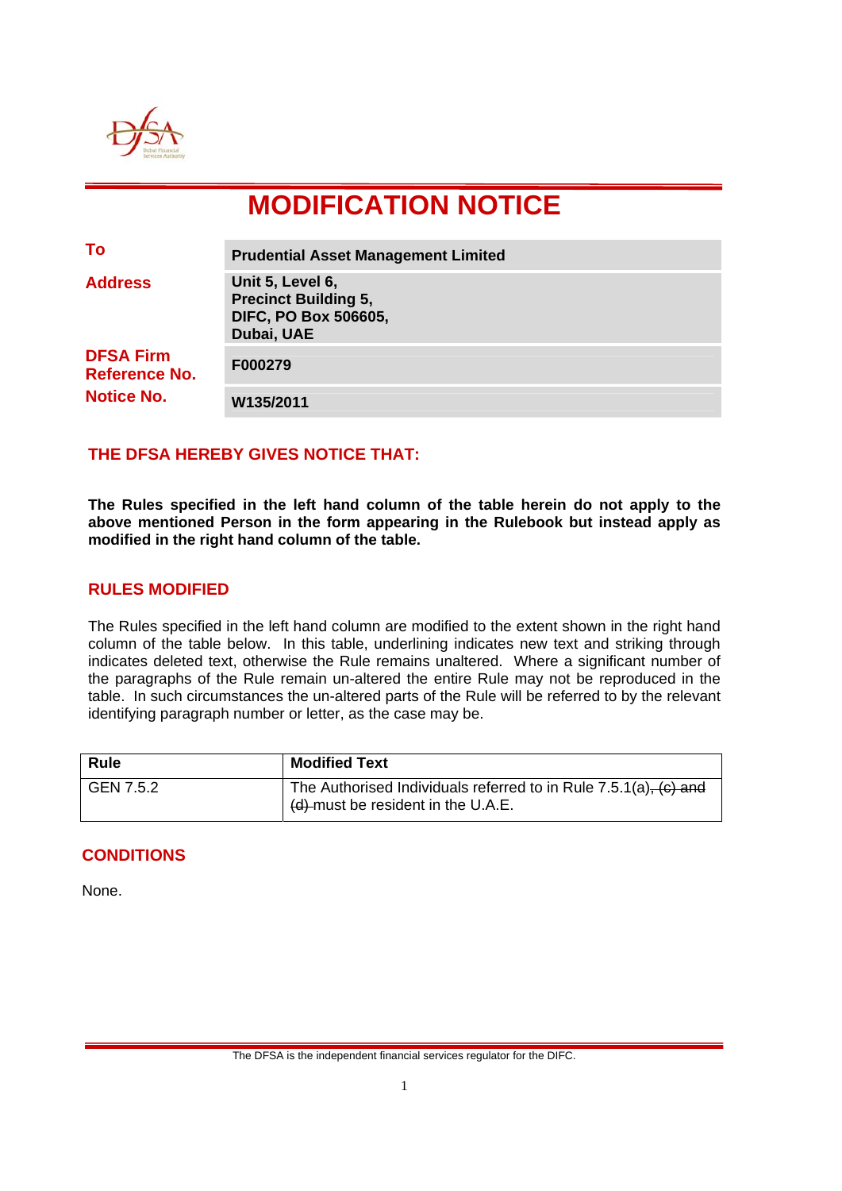# MODIFICATION NOTICE

| | |
|---|---|
| **To** | **Prudential Asset Management Limited** |
| **Address** | **Unit 5, Level 6, Precinct Building 5, DIFC, PO Box 506605, Dubai, UAE** |
| **DFSA Firm Reference No.** | **F000279** |
| **Notice No.** | **W135/2011** |

## THE DFSA HEREBY GIVES NOTICE THAT:

**The Rules specified in the left hand column of the table herein do not apply to the above mentioned Person in the form appearing in the Rulebook but instead apply as modified in the right hand column of the table.**

## RULES MODIFIED

The Rules specified in the left hand column are modified to the extent shown in the right hand column of the table below. In this table, underlining indicates new text and striking through indicates deleted text, otherwise the Rule remains unaltered. Where a significant number of the paragraphs of the Rule remain un-altered the entire Rule may not be reproduced in the table. In such circumstances the un-altered parts of the Rule will be referred to by the relevant identifying paragraph number or letter, as the case may be.

| Rule | Modified Text |
|---|---|
| GEN 7.5.2 | The Authorised Individuals referred to in Rule 7.5.1(a)~~, (c) and (d)~~ must be resident in the U.A.E. |

## CONDITIONS

None.

The DFSA is the independent financial services regulator for the DIFC.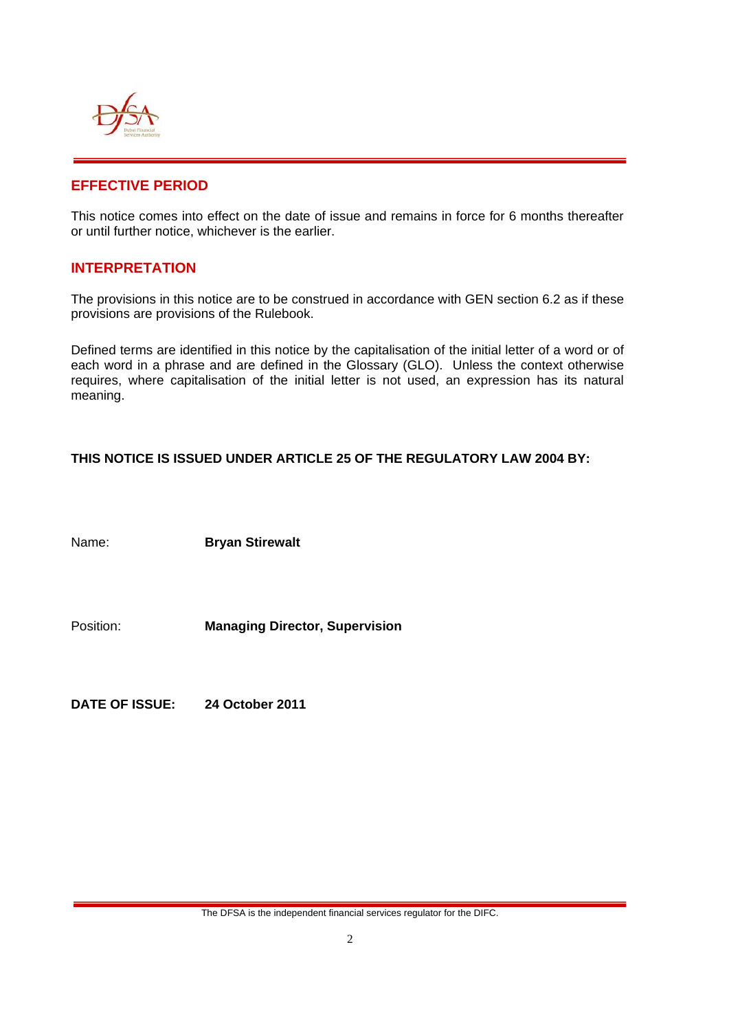## EFFECTIVE PERIOD

This notice comes into effect on the date of issue and remains in force for 6 months thereafter or until further notice, whichever is the earlier.

## INTERPRETATION

The provisions in this notice are to be construed in accordance with GEN section 6.2 as if these provisions are provisions of the Rulebook.

Defined terms are identified in this notice by the capitalisation of the initial letter of a word or of each word in a phrase and are defined in the Glossary (GLO). Unless the context otherwise requires, where capitalisation of the initial letter is not used, an expression has its natural meaning.

**THIS NOTICE IS ISSUED UNDER ARTICLE 25 OF THE REGULATORY LAW 2004 BY:**

Name: **Bryan Stirewalt**

Position: **Managing Director, Supervision**

**DATE OF ISSUE: 24 October 2011**

The DFSA is the independent financial services regulator for the DIFC.